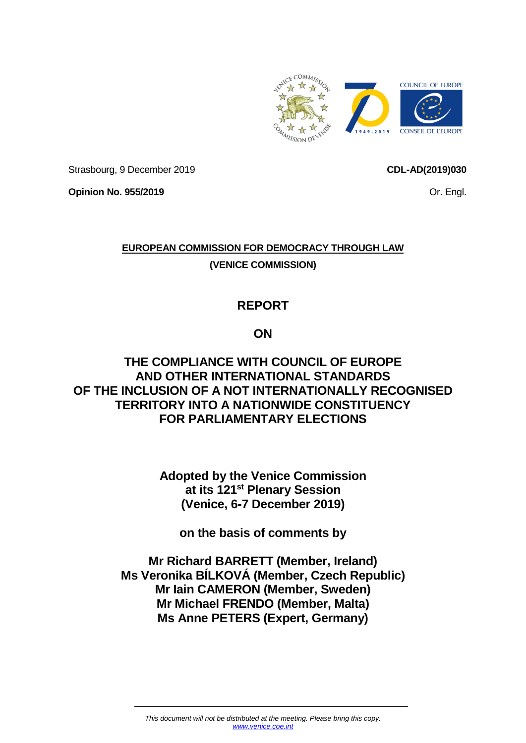Strasbourg, 9 December 2019

**CDL-AD(2019)030**

**Opinion No. 955/2019**

Or. Engl.

**EUROPEAN COMMISSION FOR DEMOCRACY THROUGH LAW**

**(VENICE COMMISSION)**

# REPORT

# ON

# THE COMPLIANCE WITH COUNCIL OF EUROPE AND OTHER INTERNATIONAL STANDARDS OF THE INCLUSION OF A NOT INTERNATIONALLY RECOGNISED TERRITORY INTO A NATIONWIDE CONSTITUENCY FOR PARLIAMENTARY ELECTIONS

**Adopted by the Venice Commission at its 121st Plenary Session (Venice, 6-7 December 2019)**

**on the basis of comments by**

**Mr Richard BARRETT (Member, Ireland)**
**Ms Veronika BÍLKOVÁ (Member, Czech Republic)**
**Mr Iain CAMERON (Member, Sweden)**
**Mr Michael FRENDO (Member, Malta)**
**Ms Anne PETERS (Expert, Germany)**

*This document will not be distributed at the meeting. Please bring this copy.*
*www.venice.coe.int*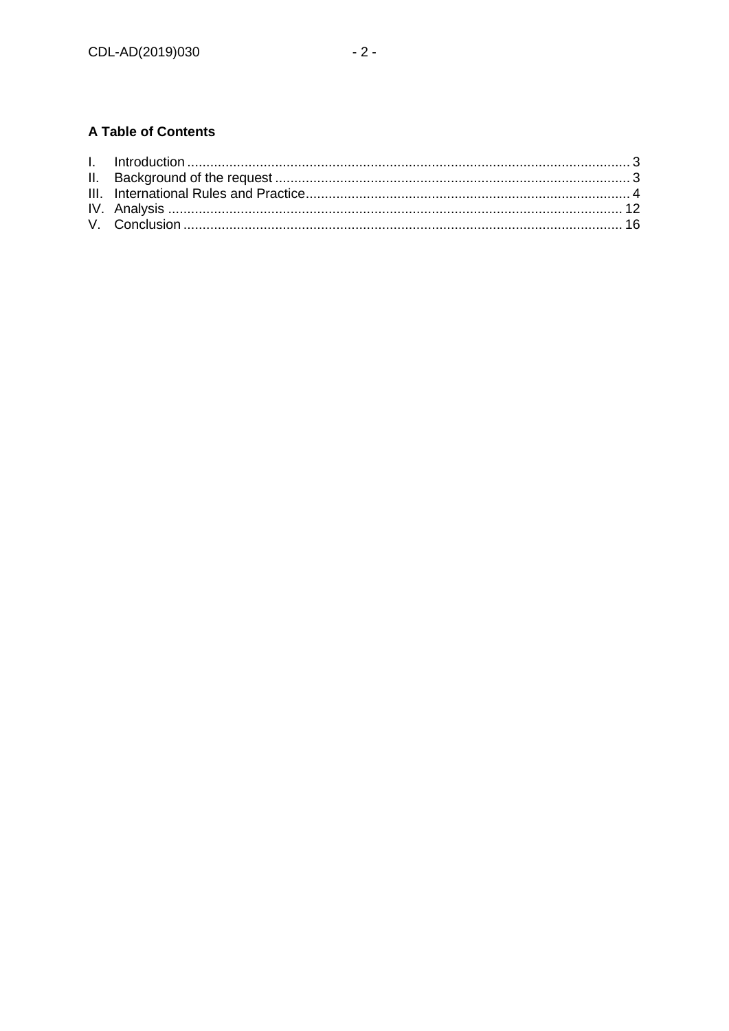**A Table of Contents**

I. Introduction ........................................................................................................................ 3
II. Background of the request ................................................................................................. 3
III. International Rules and Practice ......................................................................................... 4
IV. Analysis ........................................................................................................................... 12
V. Conclusion ....................................................................................................................... 16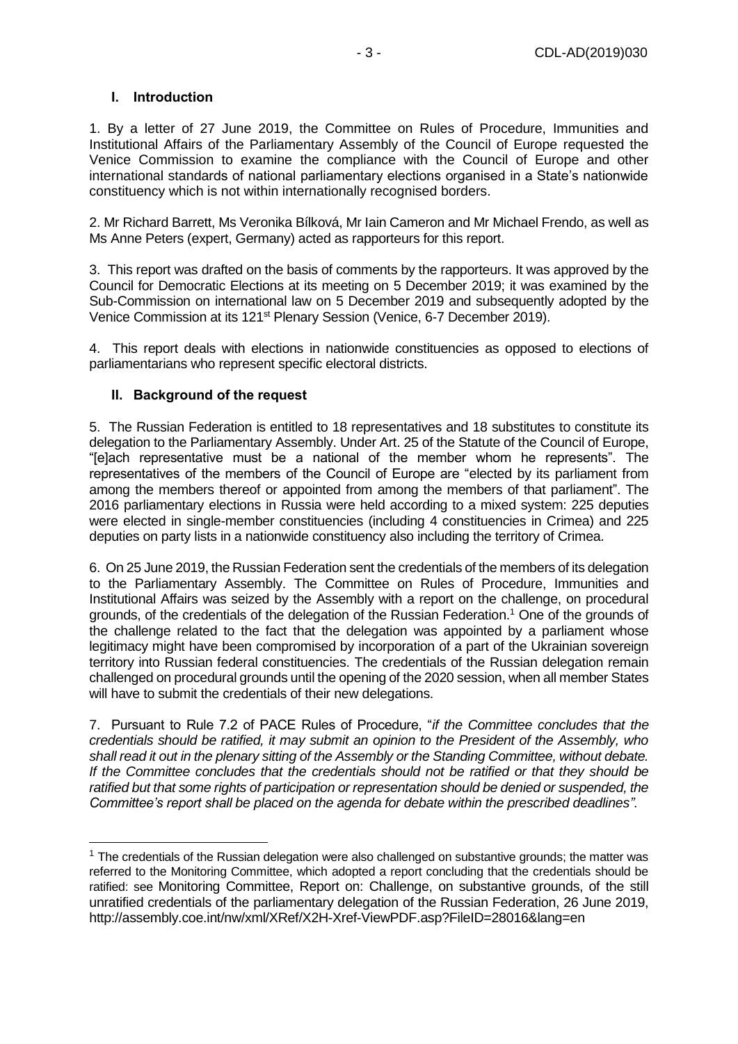## I. Introduction

1. By a letter of 27 June 2019, the Committee on Rules of Procedure, Immunities and Institutional Affairs of the Parliamentary Assembly of the Council of Europe requested the Venice Commission to examine the compliance with the Council of Europe and other international standards of national parliamentary elections organised in a State's nationwide constituency which is not within internationally recognised borders.

2. Mr Richard Barrett, Ms Veronika Bílková, Mr Iain Cameron and Mr Michael Frendo, as well as Ms Anne Peters (expert, Germany) acted as rapporteurs for this report.

3. This report was drafted on the basis of comments by the rapporteurs. It was approved by the Council for Democratic Elections at its meeting on 5 December 2019; it was examined by the Sub-Commission on international law on 5 December 2019 and subsequently adopted by the Venice Commission at its 121st Plenary Session (Venice, 6-7 December 2019).

4. This report deals with elections in nationwide constituencies as opposed to elections of parliamentarians who represent specific electoral districts.

## II. Background of the request

5. The Russian Federation is entitled to 18 representatives and 18 substitutes to constitute its delegation to the Parliamentary Assembly. Under Art. 25 of the Statute of the Council of Europe, "[e]ach representative must be a national of the member whom he represents". The representatives of the members of the Council of Europe are "elected by its parliament from among the members thereof or appointed from among the members of that parliament". The 2016 parliamentary elections in Russia were held according to a mixed system: 225 deputies were elected in single-member constituencies (including 4 constituencies in Crimea) and 225 deputies on party lists in a nationwide constituency also including the territory of Crimea.

6. On 25 June 2019, the Russian Federation sent the credentials of the members of its delegation to the Parliamentary Assembly. The Committee on Rules of Procedure, Immunities and Institutional Affairs was seized by the Assembly with a report on the challenge, on procedural grounds, of the credentials of the delegation of the Russian Federation.[1] One of the grounds of the challenge related to the fact that the delegation was appointed by a parliament whose legitimacy might have been compromised by incorporation of a part of the Ukrainian sovereign territory into Russian federal constituencies. The credentials of the Russian delegation remain challenged on procedural grounds until the opening of the 2020 session, when all member States will have to submit the credentials of their new delegations.

7. Pursuant to Rule 7.2 of PACE Rules of Procedure, "*if the Committee concludes that the credentials should be ratified, it may submit an opinion to the President of the Assembly, who shall read it out in the plenary sitting of the Assembly or the Standing Committee, without debate. If the Committee concludes that the credentials should not be ratified or that they should be ratified but that some rights of participation or representation should be denied or suspended, the Committee's report shall be placed on the agenda for debate within the prescribed deadlines"*.

---

[1] The credentials of the Russian delegation were also challenged on substantive grounds; the matter was referred to the Monitoring Committee, which adopted a report concluding that the credentials should be ratified: see Monitoring Committee, Report on: Challenge, on substantive grounds, of the still unratified credentials of the parliamentary delegation of the Russian Federation, 26 June 2019, http://assembly.coe.int/nw/xml/XRef/X2H-Xref-ViewPDF.asp?FileID=28016&lang=en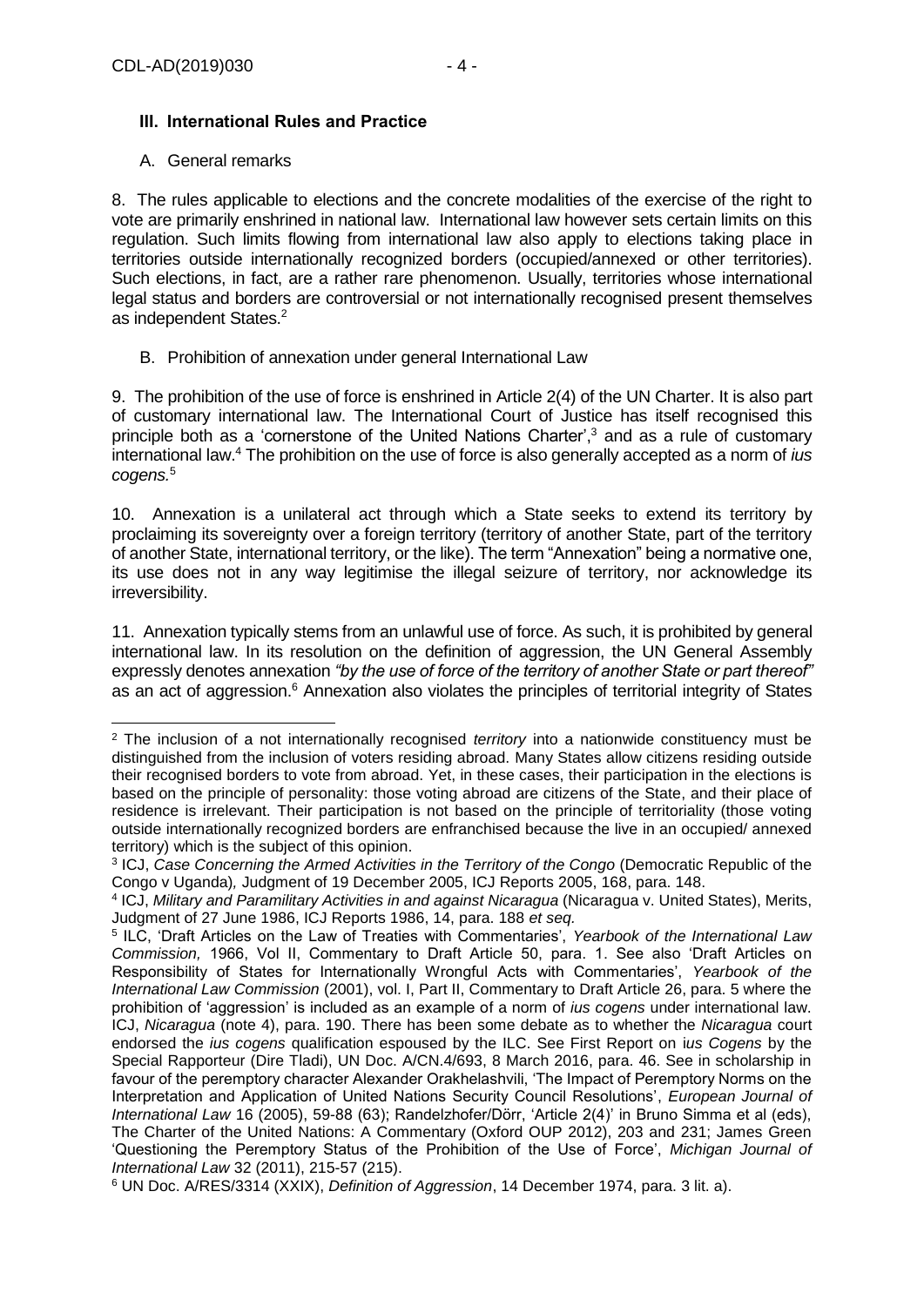## III. International Rules and Practice

### A. General remarks

8. The rules applicable to elections and the concrete modalities of the exercise of the right to vote are primarily enshrined in national law. International law however sets certain limits on this regulation. Such limits flowing from international law also apply to elections taking place in territories outside internationally recognized borders (occupied/annexed or other territories). Such elections, in fact, are a rather rare phenomenon. Usually, territories whose international legal status and borders are controversial or not internationally recognised present themselves as independent States.[2]

### B. Prohibition of annexation under general International Law

9. The prohibition of the use of force is enshrined in Article 2(4) of the UN Charter. It is also part of customary international law. The International Court of Justice has itself recognised this principle both as a 'cornerstone of the United Nations Charter',[3] and as a rule of customary international law.[4] The prohibition on the use of force is also generally accepted as a norm of *ius cogens.*[5]

10. Annexation is a unilateral act through which a State seeks to extend its territory by proclaiming its sovereignty over a foreign territory (territory of another State, part of the territory of another State, international territory, or the like). The term "Annexation" being a normative one, its use does not in any way legitimise the illegal seizure of territory, nor acknowledge its irreversibility.

11. Annexation typically stems from an unlawful use of force. As such, it is prohibited by general international law. In its resolution on the definition of aggression, the UN General Assembly expressly denotes annexation *"by the use of force of the territory of another State or part thereof"* as an act of aggression.[6] Annexation also violates the principles of territorial integrity of States

---

[2] The inclusion of a not internationally recognised *territory* into a nationwide constituency must be distinguished from the inclusion of voters residing abroad. Many States allow citizens residing outside their recognised borders to vote from abroad. Yet, in these cases, their participation in the elections is based on the principle of personality: those voting abroad are citizens of the State, and their place of residence is irrelevant. Their participation is not based on the principle of territoriality (those voting outside internationally recognized borders are enfranchised because the live in an occupied/ annexed territory) which is the subject of this opinion.

[3] ICJ, *Case Concerning the Armed Activities in the Territory of the Congo* (Democratic Republic of the Congo v Uganda)*,* Judgment of 19 December 2005, ICJ Reports 2005, 168, para. 148.

[4] ICJ, *Military and Paramilitary Activities in and against Nicaragua* (Nicaragua v. United States), Merits, Judgment of 27 June 1986, ICJ Reports 1986, 14, para. 188 *et seq.*

[5] ILC, 'Draft Articles on the Law of Treaties with Commentaries', *Yearbook of the International Law Commission,* 1966, Vol II, Commentary to Draft Article 50, para. 1. See also 'Draft Articles on Responsibility of States for Internationally Wrongful Acts with Commentaries', *Yearbook of the International Law Commission* (2001), vol. I, Part II, Commentary to Draft Article 26, para. 5 where the prohibition of 'aggression' is included as an example of a norm of *ius cogens* under international law. ICJ, *Nicaragua* (note 4), para. 190. There has been some debate as to whether the *Nicaragua* court endorsed the *ius cogens* qualification espoused by the ILC. See First Report on i*us Cogens* by the Special Rapporteur (Dire Tladi), UN Doc. A/CN.4/693, 8 March 2016, para. 46. See in scholarship in favour of the peremptory character Alexander Orakhelashvili, 'The Impact of Peremptory Norms on the Interpretation and Application of United Nations Security Council Resolutions', *European Journal of International Law* 16 (2005), 59-88 (63); Randelzhofer/Dörr, 'Article 2(4)' in Bruno Simma et al (eds), The Charter of the United Nations: A Commentary (Oxford OUP 2012), 203 and 231; James Green 'Questioning the Peremptory Status of the Prohibition of the Use of Force', *Michigan Journal of International Law* 32 (2011), 215-57 (215).

[6] UN Doc. A/RES/3314 (XXIX), *Definition of Aggression*, 14 December 1974, para. 3 lit. a).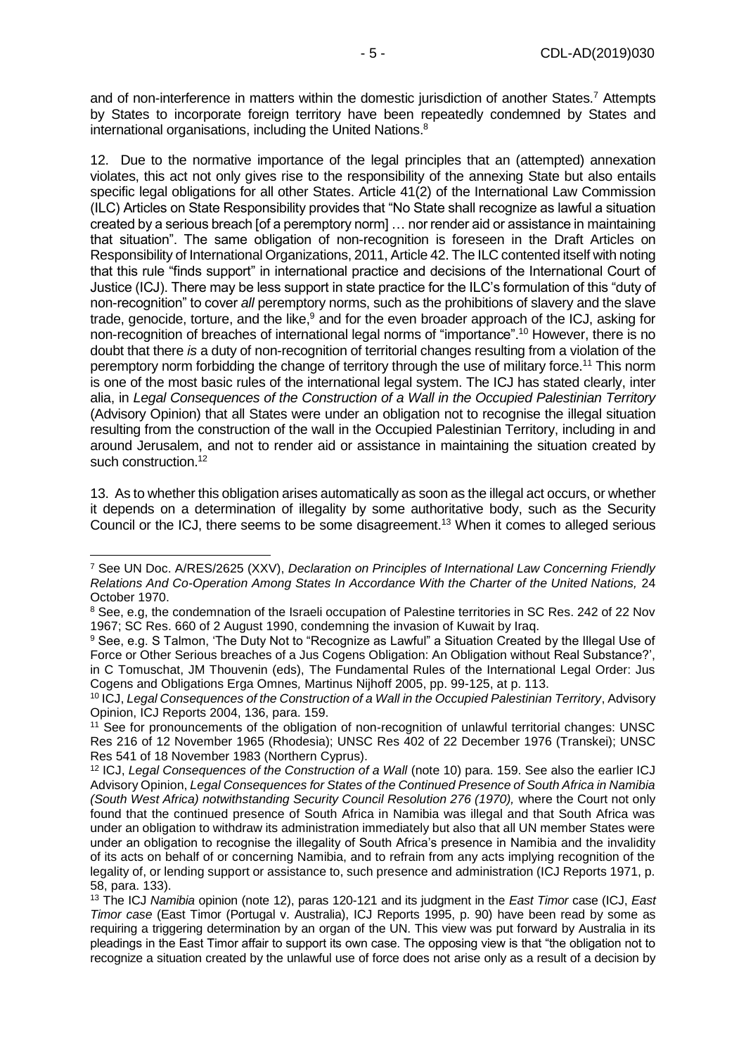and of non-interference in matters within the domestic jurisdiction of another States.[7] Attempts by States to incorporate foreign territory have been repeatedly condemned by States and international organisations, including the United Nations.[8]

12. Due to the normative importance of the legal principles that an (attempted) annexation violates, this act not only gives rise to the responsibility of the annexing State but also entails specific legal obligations for all other States. Article 41(2) of the International Law Commission (ILC) Articles on State Responsibility provides that "No State shall recognize as lawful a situation created by a serious breach [of a peremptory norm] … nor render aid or assistance in maintaining that situation". The same obligation of non-recognition is foreseen in the Draft Articles on Responsibility of International Organizations, 2011, Article 42. The ILC contented itself with noting that this rule "finds support" in international practice and decisions of the International Court of Justice (ICJ). There may be less support in state practice for the ILC's formulation of this "duty of non-recognition" to cover *all* peremptory norms, such as the prohibitions of slavery and the slave trade, genocide, torture, and the like,[9] and for the even broader approach of the ICJ, asking for non-recognition of breaches of international legal norms of "importance".[10] However, there is no doubt that there *is* a duty of non-recognition of territorial changes resulting from a violation of the peremptory norm forbidding the change of territory through the use of military force.[11] This norm is one of the most basic rules of the international legal system. The ICJ has stated clearly, inter alia, in *Legal Consequences of the Construction of a Wall in the Occupied Palestinian Territory* (Advisory Opinion) that all States were under an obligation not to recognise the illegal situation resulting from the construction of the wall in the Occupied Palestinian Territory, including in and around Jerusalem, and not to render aid or assistance in maintaining the situation created by such construction.[12]

13. As to whether this obligation arises automatically as soon as the illegal act occurs, or whether it depends on a determination of illegality by some authoritative body, such as the Security Council or the ICJ, there seems to be some disagreement.[13] When it comes to alleged serious

---

[7] See UN Doc. A/RES/2625 (XXV), *Declaration on Principles of International Law Concerning Friendly Relations And Co-Operation Among States In Accordance With the Charter of the United Nations,* 24 October 1970.

[8] See, e.g, the condemnation of the Israeli occupation of Palestine territories in SC Res. 242 of 22 Nov 1967; SC Res. 660 of 2 August 1990, condemning the invasion of Kuwait by Iraq.

[9] See, e.g. S Talmon, 'The Duty Not to "Recognize as Lawful" a Situation Created by the Illegal Use of Force or Other Serious breaches of a Jus Cogens Obligation: An Obligation without Real Substance?', in C Tomuschat, JM Thouvenin (eds), The Fundamental Rules of the International Legal Order: Jus Cogens and Obligations Erga Omnes*,* Martinus Nijhoff 2005, pp. 99-125, at p. 113.

[10] ICJ, *Legal Consequences of the Construction of a Wall in the Occupied Palestinian Territory*, Advisory Opinion, ICJ Reports 2004, 136, para. 159.

[11] See for pronouncements of the obligation of non-recognition of unlawful territorial changes: UNSC Res 216 of 12 November 1965 (Rhodesia); UNSC Res 402 of 22 December 1976 (Transkei); UNSC Res 541 of 18 November 1983 (Northern Cyprus).

[12] ICJ, *Legal Consequences of the Construction of a Wall* (note 10) para. 159. See also the earlier ICJ Advisory Opinion, *Legal Consequences for States of the Continued Presence of South Africa in Namibia (South West Africa) notwithstanding Security Council Resolution 276 (1970),* where the Court not only found that the continued presence of South Africa in Namibia was illegal and that South Africa was under an obligation to withdraw its administration immediately but also that all UN member States were under an obligation to recognise the illegality of South Africa's presence in Namibia and the invalidity of its acts on behalf of or concerning Namibia, and to refrain from any acts implying recognition of the legality of, or lending support or assistance to, such presence and administration (ICJ Reports 1971, p. 58, para. 133).

[13] The ICJ *Namibia* opinion (note 12), paras 120-121 and its judgment in the *East Timor* case (ICJ, *East Timor case* (East Timor (Portugal v. Australia), ICJ Reports 1995, p. 90) have been read by some as requiring a triggering determination by an organ of the UN. This view was put forward by Australia in its pleadings in the East Timor affair to support its own case. The opposing view is that "the obligation not to recognize a situation created by the unlawful use of force does not arise only as a result of a decision by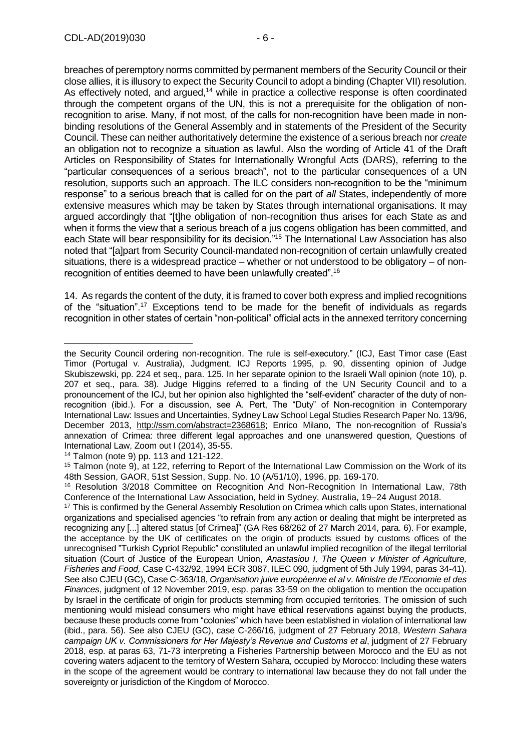breaches of peremptory norms committed by permanent members of the Security Council or their close allies, it is illusory to expect the Security Council to adopt a binding (Chapter VII) resolution. As effectively noted, and argued,[14] while in practice a collective response is often coordinated through the competent organs of the UN, this is not a prerequisite for the obligation of non-recognition to arise. Many, if not most, of the calls for non-recognition have been made in non-binding resolutions of the General Assembly and in statements of the President of the Security Council. These can neither authoritatively determine the existence of a serious breach nor *create* an obligation not to recognize a situation as lawful. Also the wording of Article 41 of the Draft Articles on Responsibility of States for Internationally Wrongful Acts (DARS), referring to the "particular consequences of a serious breach", not to the particular consequences of a UN resolution, supports such an approach. The ILC considers non-recognition to be the "minimum response" to a serious breach that is called for on the part of *all* States, independently of more extensive measures which may be taken by States through international organisations. It may argued accordingly that "[t]he obligation of non-recognition thus arises for each State as and when it forms the view that a serious breach of a jus cogens obligation has been committed, and each State will bear responsibility for its decision."[15] The International Law Association has also noted that "[a]part from Security Council-mandated non-recognition of certain unlawfully created situations, there is a widespread practice – whether or not understood to be obligatory – of non-recognition of entities deemed to have been unlawfully created".[16]

14. As regards the content of the duty, it is framed to cover both express and implied recognitions of the "situation".[17] Exceptions tend to be made for the benefit of individuals as regards recognition in other states of certain "non-political" official acts in the annexed territory concerning

---

the Security Council ordering non-recognition. The rule is self-executory." (ICJ, East Timor case (East Timor (Portugal v. Australia), Judgment, ICJ Reports 1995, p. 90, dissenting opinion of Judge Skubiszewski, pp. 224 et seq., para. 125. In her separate opinion to the Israeli Wall opinion (note 10), p. 207 et seq., para. 38). Judge Higgins referred to a finding of the UN Security Council and to a pronouncement of the ICJ, but her opinion also highlighted the "self-evident" character of the duty of non-recognition (ibid.). For a discussion, see A. Pert, The "Duty" of Non-recognition in Contemporary International Law: Issues and Uncertainties, Sydney Law School Legal Studies Research Paper No. 13/96, December 2013, http://ssrn.com/abstract=2368618; Enrico Milano, The non-recognition of Russia's annexation of Crimea: three different legal approaches and one unanswered question, Questions of International Law, Zoom out I (2014), 35-55.

[14] Talmon (note 9) pp. 113 and 121-122.

[15] Talmon (note 9), at 122, referring to Report of the International Law Commission on the Work of its 48th Session, GAOR, 51st Session, Supp. No. 10 (A/51/10), 1996, pp. 169-170.

[16] Resolution 3/2018 Committee on Recognition And Non-Recognition In International Law, 78th Conference of the International Law Association, held in Sydney, Australia, 19–24 August 2018.

[17] This is confirmed by the General Assembly Resolution on Crimea which calls upon States, international organizations and specialised agencies "to refrain from any action or dealing that might be interpreted as recognizing any [...] altered status [of Crimea]" (GA Res 68/262 of 27 March 2014, para. 6). For example, the acceptance by the UK of certificates on the origin of products issued by customs offices of the unrecognised "Turkish Cypriot Republic" constituted an unlawful implied recognition of the illegal territorial situation (Court of Justice of the European Union, *Anastasiou I, The Queen v Minister of Agriculture, Fisheries and Food,* Case C-432/92, 1994 ECR 3087, ILEC 090, judgment of 5th July 1994, paras 34-41). See also CJEU (GC), Case C-363/18, *Organisation juive européenne et al v. Ministre de l'Economie et des Finances*, judgment of 12 November 2019, esp. paras 33-59 on the obligation to mention the occupation by Israel in the certificate of origin for products stemming from occupied territories. The omission of such mentioning would mislead consumers who might have ethical reservations against buying the products, because these products come from "colonies" which have been established in violation of international law (ibid., para. 56). See also CJEU (GC), case C-266/16, judgment of 27 February 2018, *Western Sahara campaign UK v. Commissioners for Her Majesty's Revenue and Customs et al*, judgment of 27 February 2018, esp. at paras 63, 71-73 interpreting a Fisheries Partnership between Morocco and the EU as not covering waters adjacent to the territory of Western Sahara, occupied by Morocco: Including these waters in the scope of the agreement would be contrary to international law because they do not fall under the sovereignty or jurisdiction of the Kingdom of Morocco.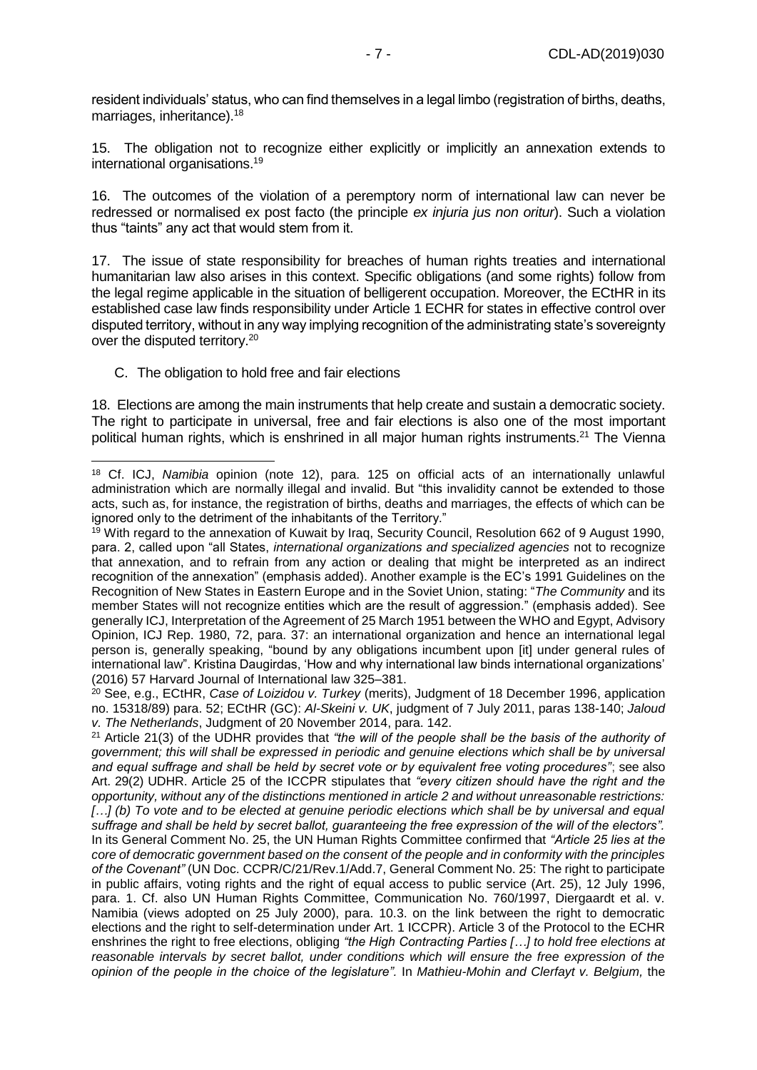resident individuals' status, who can find themselves in a legal limbo (registration of births, deaths, marriages, inheritance).[18]

15. The obligation not to recognize either explicitly or implicitly an annexation extends to international organisations.[19]

16. The outcomes of the violation of a peremptory norm of international law can never be redressed or normalised ex post facto (the principle *ex injuria jus non oritur*). Such a violation thus "taints" any act that would stem from it.

17. The issue of state responsibility for breaches of human rights treaties and international humanitarian law also arises in this context. Specific obligations (and some rights) follow from the legal regime applicable in the situation of belligerent occupation. Moreover, the ECtHR in its established case law finds responsibility under Article 1 ECHR for states in effective control over disputed territory, without in any way implying recognition of the administrating state's sovereignty over the disputed territory.[20]

## C. The obligation to hold free and fair elections

18. Elections are among the main instruments that help create and sustain a democratic society. The right to participate in universal, free and fair elections is also one of the most important political human rights, which is enshrined in all major human rights instruments.[21] The Vienna

---

[18] Cf. ICJ, *Namibia* opinion (note 12), para. 125 on official acts of an internationally unlawful administration which are normally illegal and invalid. But "this invalidity cannot be extended to those acts, such as, for instance, the registration of births, deaths and marriages, the effects of which can be ignored only to the detriment of the inhabitants of the Territory."

[19] With regard to the annexation of Kuwait by Iraq, Security Council, Resolution 662 of 9 August 1990, para. 2, called upon "all States, *international organizations and specialized agencies* not to recognize that annexation, and to refrain from any action or dealing that might be interpreted as an indirect recognition of the annexation" (emphasis added). Another example is the EC's 1991 Guidelines on the Recognition of New States in Eastern Europe and in the Soviet Union, stating: "*The Community* and its member States will not recognize entities which are the result of aggression." (emphasis added). See generally ICJ, Interpretation of the Agreement of 25 March 1951 between the WHO and Egypt, Advisory Opinion, ICJ Rep. 1980, 72, para. 37: an international organization and hence an international legal person is, generally speaking, "bound by any obligations incumbent upon [it] under general rules of international law". Kristina Daugirdas, 'How and why international law binds international organizations' (2016) 57 Harvard Journal of International law 325–381.

[20] See, e.g., ECtHR, *Case of Loizidou v. Turkey* (merits), Judgment of 18 December 1996, application no. 15318/89) para. 52; ECtHR (GC): *Al-Skeini v. UK*, judgment of 7 July 2011, paras 138-140; *Jaloud v. The Netherlands*, Judgment of 20 November 2014, para. 142.

[21] Article 21(3) of the UDHR provides that *"the will of the people shall be the basis of the authority of government; this will shall be expressed in periodic and genuine elections which shall be by universal and equal suffrage and shall be held by secret vote or by equivalent free voting procedures"*; see also Art. 29(2) UDHR. Article 25 of the ICCPR stipulates that *"every citizen should have the right and the opportunity, without any of the distinctions mentioned in article 2 and without unreasonable restrictions: […] (b) To vote and to be elected at genuine periodic elections which shall be by universal and equal suffrage and shall be held by secret ballot, guaranteeing the free expression of the will of the electors".* In its General Comment No. 25, the UN Human Rights Committee confirmed that *"Article 25 lies at the core of democratic government based on the consent of the people and in conformity with the principles of the Covenant"* (UN Doc. CCPR/C/21/Rev.1/Add.7, General Comment No. 25: The right to participate in public affairs, voting rights and the right of equal access to public service (Art. 25), 12 July 1996, para. 1. Cf. also UN Human Rights Committee, Communication No. 760/1997, Diergaardt et al. v. Namibia (views adopted on 25 July 2000), para. 10.3. on the link between the right to democratic elections and the right to self-determination under Art. 1 ICCPR). Article 3 of the Protocol to the ECHR enshrines the right to free elections, obliging *"the High Contracting Parties […] to hold free elections at reasonable intervals by secret ballot, under conditions which will ensure the free expression of the opinion of the people in the choice of the legislature".* In *Mathieu-Mohin and Clerfayt v. Belgium,* the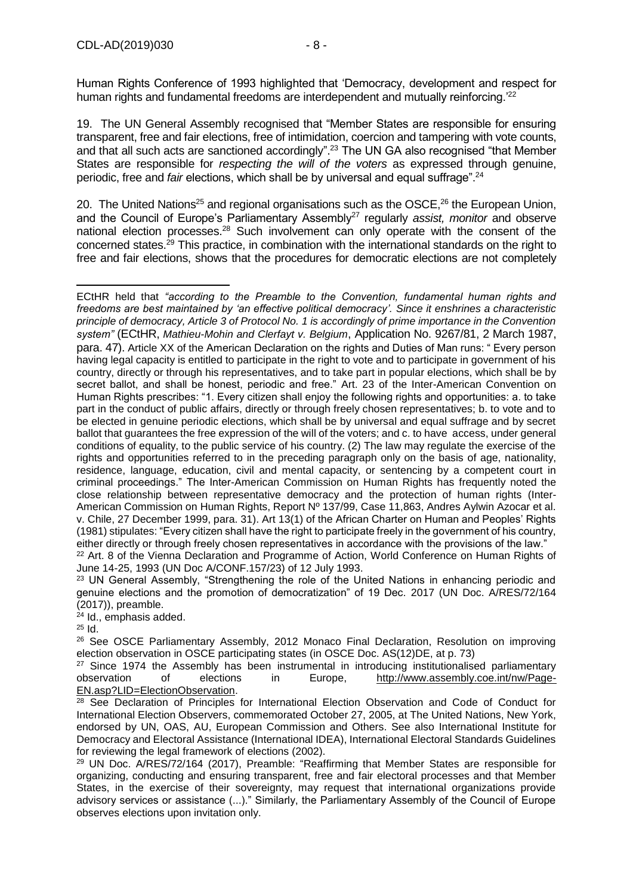Human Rights Conference of 1993 highlighted that 'Democracy, development and respect for human rights and fundamental freedoms are interdependent and mutually reinforcing.'[22]

19. The UN General Assembly recognised that "Member States are responsible for ensuring transparent, free and fair elections, free of intimidation, coercion and tampering with vote counts, and that all such acts are sanctioned accordingly".[23] The UN GA also recognised "that Member States are responsible for *respecting the will of the voters* as expressed through genuine, periodic, free and *fair* elections, which shall be by universal and equal suffrage".[24]

20. The United Nations[25] and regional organisations such as the OSCE,[26] the European Union, and the Council of Europe's Parliamentary Assembly[27] regularly *assist, monitor* and observe national election processes.[28] Such involvement can only operate with the consent of the concerned states.[29] This practice, in combination with the international standards on the right to free and fair elections, shows that the procedures for democratic elections are not completely

---

ECtHR held that *"according to the Preamble to the Convention, fundamental human rights and freedoms are best maintained by 'an effective political democracy'. Since it enshrines a characteristic principle of democracy, Article 3 of Protocol No. 1 is accordingly of prime importance in the Convention system"* (ECtHR, *Mathieu-Mohin and Clerfayt v. Belgium*, Application No. 9267/81, 2 March 1987, para. 47). Article XX of the American Declaration on the rights and Duties of Man runs: " Every person having legal capacity is entitled to participate in the right to vote and to participate in government of his country, directly or through his representatives, and to take part in popular elections, which shall be by secret ballot, and shall be honest, periodic and free." Art. 23 of the Inter-American Convention on Human Rights prescribes: "1. Every citizen shall enjoy the following rights and opportunities: a. to take part in the conduct of public affairs, directly or through freely chosen representatives; b. to vote and to be elected in genuine periodic elections, which shall be by universal and equal suffrage and by secret ballot that guarantees the free expression of the will of the voters; and c. to have access, under general conditions of equality, to the public service of his country. (2) The law may regulate the exercise of the rights and opportunities referred to in the preceding paragraph only on the basis of age, nationality, residence, language, education, civil and mental capacity, or sentencing by a competent court in criminal proceedings." The Inter-American Commission on Human Rights has frequently noted the close relationship between representative democracy and the protection of human rights (Inter-American Commission on Human Rights, Report Nº 137/99, Case 11,863, Andres Aylwin Azocar et al. v. Chile, 27 December 1999, para. 31). Art 13(1) of the African Charter on Human and Peoples' Rights (1981) stipulates: "Every citizen shall have the right to participate freely in the government of his country, either directly or through freely chosen representatives in accordance with the provisions of the law."

[22] Art. 8 of the Vienna Declaration and Programme of Action, World Conference on Human Rights of June 14-25, 1993 (UN Doc A/CONF.157/23) of 12 July 1993.

[23] UN General Assembly, "Strengthening the role of the United Nations in enhancing periodic and genuine elections and the promotion of democratization" of 19 Dec. 2017 (UN Doc. A/RES/72/164 (2017)), preamble.

[24] Id., emphasis added.

[25] Id.

[26] See OSCE Parliamentary Assembly, 2012 Monaco Final Declaration, Resolution on improving election observation in OSCE participating states (in OSCE Doc. AS(12)DE, at p. 73)

[27] Since 1974 the Assembly has been instrumental in introducing institutionalised parliamentary observation of elections in Europe, http://www.assembly.coe.int/nw/Page-EN.asp?LID=ElectionObservation.

[28] See Declaration of Principles for International Election Observation and Code of Conduct for International Election Observers, commemorated October 27, 2005, at The United Nations, New York, endorsed by UN, OAS, AU, European Commission and Others. See also International Institute for Democracy and Electoral Assistance (International IDEA), International Electoral Standards Guidelines for reviewing the legal framework of elections (2002).

[29] UN Doc. A/RES/72/164 (2017), Preamble: "Reaffirming that Member States are responsible for organizing, conducting and ensuring transparent, free and fair electoral processes and that Member States, in the exercise of their sovereignty, may request that international organizations provide advisory services or assistance (...)." Similarly, the Parliamentary Assembly of the Council of Europe observes elections upon invitation only.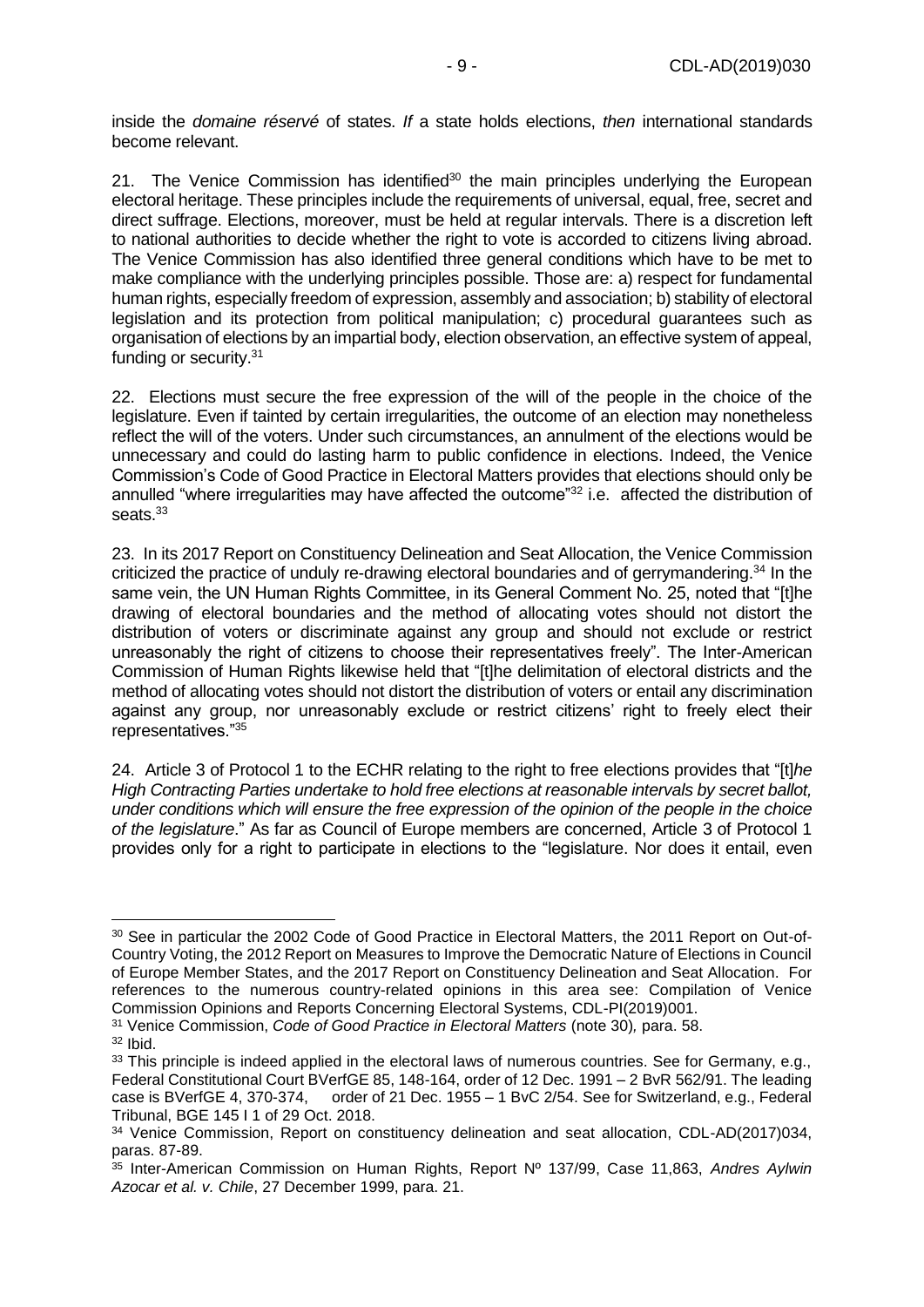inside the *domaine réservé* of states. *If* a state holds elections, *then* international standards become relevant.

21. The Venice Commission has identified[30] the main principles underlying the European electoral heritage. These principles include the requirements of universal, equal, free, secret and direct suffrage. Elections, moreover, must be held at regular intervals. There is a discretion left to national authorities to decide whether the right to vote is accorded to citizens living abroad. The Venice Commission has also identified three general conditions which have to be met to make compliance with the underlying principles possible. Those are: a) respect for fundamental human rights, especially freedom of expression, assembly and association; b) stability of electoral legislation and its protection from political manipulation; c) procedural guarantees such as organisation of elections by an impartial body, election observation, an effective system of appeal, funding or security.[31]

22. Elections must secure the free expression of the will of the people in the choice of the legislature. Even if tainted by certain irregularities, the outcome of an election may nonetheless reflect the will of the voters. Under such circumstances, an annulment of the elections would be unnecessary and could do lasting harm to public confidence in elections. Indeed, the Venice Commission's Code of Good Practice in Electoral Matters provides that elections should only be annulled "where irregularities may have affected the outcome"[32] i.e. affected the distribution of seats.[33]

23. In its 2017 Report on Constituency Delineation and Seat Allocation, the Venice Commission criticized the practice of unduly re-drawing electoral boundaries and of gerrymandering.[34] In the same vein, the UN Human Rights Committee, in its General Comment No. 25, noted that "[t]he drawing of electoral boundaries and the method of allocating votes should not distort the distribution of voters or discriminate against any group and should not exclude or restrict unreasonably the right of citizens to choose their representatives freely". The Inter-American Commission of Human Rights likewise held that "[t]he delimitation of electoral districts and the method of allocating votes should not distort the distribution of voters or entail any discrimination against any group, nor unreasonably exclude or restrict citizens' right to freely elect their representatives."[35]

24. Article 3 of Protocol 1 to the ECHR relating to the right to free elections provides that "[t]*he High Contracting Parties undertake to hold free elections at reasonable intervals by secret ballot, under conditions which will ensure the free expression of the opinion of the people in the choice of the legislature*." As far as Council of Europe members are concerned, Article 3 of Protocol 1 provides only for a right to participate in elections to the "legislature. Nor does it entail, even

---

[30] See in particular the 2002 Code of Good Practice in Electoral Matters, the 2011 Report on Out-of-Country Voting, the 2012 Report on Measures to Improve the Democratic Nature of Elections in Council of Europe Member States, and the 2017 Report on Constituency Delineation and Seat Allocation. For references to the numerous country-related opinions in this area see: Compilation of Venice Commission Opinions and Reports Concerning Electoral Systems, CDL-PI(2019)001.

[31] Venice Commission, *Code of Good Practice in Electoral Matters* (note 30)*,* para. 58.

[32] Ibid.

[33] This principle is indeed applied in the electoral laws of numerous countries. See for Germany, e.g., Federal Constitutional Court BVerfGE 85, 148-164, order of 12 Dec. 1991 – 2 BvR 562/91. The leading case is BVerfGE 4, 370-374, order of 21 Dec. 1955 – 1 BvC 2/54. See for Switzerland, e.g., Federal Tribunal, BGE 145 I 1 of 29 Oct. 2018.

[34] Venice Commission, Report on constituency delineation and seat allocation, CDL-AD(2017)034, paras. 87-89.

[35] Inter-American Commission on Human Rights, Report Nº 137/99, Case 11,863, *Andres Aylwin Azocar et al. v. Chile*, 27 December 1999, para. 21.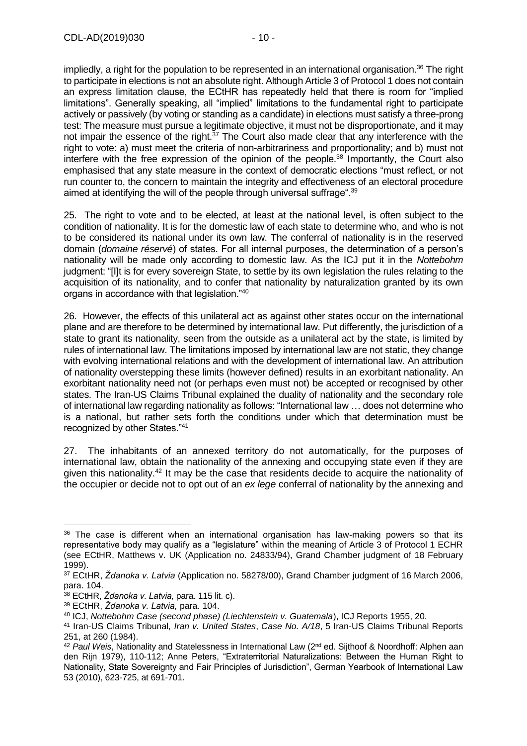impliedly, a right for the population to be represented in an international organisation.[36] The right to participate in elections is not an absolute right. Although Article 3 of Protocol 1 does not contain an express limitation clause, the ECtHR has repeatedly held that there is room for "implied limitations". Generally speaking, all "implied" limitations to the fundamental right to participate actively or passively (by voting or standing as a candidate) in elections must satisfy a three-prong test: The measure must pursue a legitimate objective, it must not be disproportionate, and it may not impair the essence of the right.[37] The Court also made clear that any interference with the right to vote: a) must meet the criteria of non-arbitrariness and proportionality; and b) must not interfere with the free expression of the opinion of the people.[38] Importantly, the Court also emphasised that any state measure in the context of democratic elections "must reflect, or not run counter to, the concern to maintain the integrity and effectiveness of an electoral procedure aimed at identifying the will of the people through universal suffrage".[39]

25. The right to vote and to be elected, at least at the national level, is often subject to the condition of nationality. It is for the domestic law of each state to determine who, and who is not to be considered its national under its own law. The conferral of nationality is in the reserved domain (*domaine réservé*) of states. For all internal purposes, the determination of a person's nationality will be made only according to domestic law. As the ICJ put it in the *Nottebohm* judgment: "[I]t is for every sovereign State, to settle by its own legislation the rules relating to the acquisition of its nationality, and to confer that nationality by naturalization granted by its own organs in accordance with that legislation."[40]

26. However, the effects of this unilateral act as against other states occur on the international plane and are therefore to be determined by international law. Put differently, the jurisdiction of a state to grant its nationality, seen from the outside as a unilateral act by the state, is limited by rules of international law. The limitations imposed by international law are not static, they change with evolving international relations and with the development of international law. An attribution of nationality overstepping these limits (however defined) results in an exorbitant nationality. An exorbitant nationality need not (or perhaps even must not) be accepted or recognised by other states. The Iran-US Claims Tribunal explained the duality of nationality and the secondary role of international law regarding nationality as follows: "International law … does not determine who is a national, but rather sets forth the conditions under which that determination must be recognized by other States."[41]

27. The inhabitants of an annexed territory do not automatically, for the purposes of international law, obtain the nationality of the annexing and occupying state even if they are given this nationality.[42] It may be the case that residents decide to acquire the nationality of the occupier or decide not to opt out of an *ex lege* conferral of nationality by the annexing and

---

[36] The case is different when an international organisation has law-making powers so that its representative body may qualify as a "legislature" within the meaning of Article 3 of Protocol 1 ECHR (see ECtHR, Matthews v. UK (Application no. 24833/94), Grand Chamber judgment of 18 February 1999).

[37] ECtHR, *Ždanoka v. Latvia* (Application no. 58278/00), Grand Chamber judgment of 16 March 2006, para. 104.

[38] ECtHR, *Ždanoka v. Latvia,* para. 115 lit. c).

[39] ECtHR, *Ždanoka v. Latvia,* para. 104.

[40] ICJ, *Nottebohm Case (second phase) (Liechtenstein v. Guatemala*), ICJ Reports 1955, 20.

[41] Iran-US Claims Tribunal, *Iran v. United States*, *Case No. A/18*, 5 Iran-US Claims Tribunal Reports 251, at 260 (1984).

[42] *Paul Weis*, Nationality and Statelessness in International Law (2nd ed. Sijthoof & Noordhoff: Alphen aan den Rijn 1979), 110-112; Anne Peters, "Extraterritorial Naturalizations: Between the Human Right to Nationality, State Sovereignty and Fair Principles of Jurisdiction", German Yearbook of International Law 53 (2010), 623-725, at 691-701.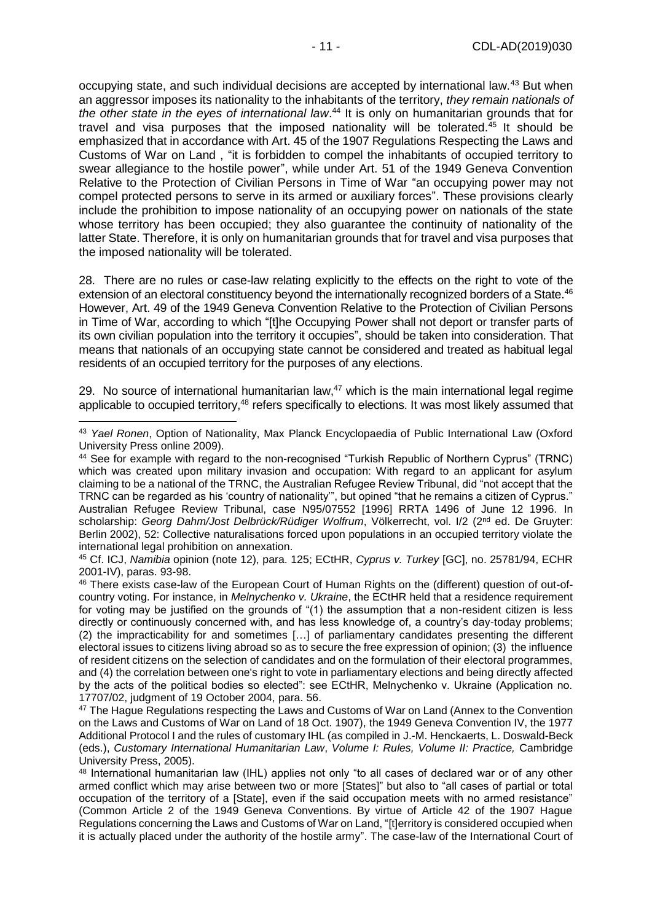occupying state, and such individual decisions are accepted by international law.[43] But when an aggressor imposes its nationality to the inhabitants of the territory, *they remain nationals of the other state in the eyes of international law*.[44] It is only on humanitarian grounds that for travel and visa purposes that the imposed nationality will be tolerated.[45] It should be emphasized that in accordance with Art. 45 of the 1907 Regulations Respecting the Laws and Customs of War on Land , "it is forbidden to compel the inhabitants of occupied territory to swear allegiance to the hostile power", while under Art. 51 of the 1949 Geneva Convention Relative to the Protection of Civilian Persons in Time of War "an occupying power may not compel protected persons to serve in its armed or auxiliary forces". These provisions clearly include the prohibition to impose nationality of an occupying power on nationals of the state whose territory has been occupied; they also guarantee the continuity of nationality of the latter State. Therefore, it is only on humanitarian grounds that for travel and visa purposes that the imposed nationality will be tolerated.

28. There are no rules or case-law relating explicitly to the effects on the right to vote of the extension of an electoral constituency beyond the internationally recognized borders of a State.[46] However, Art. 49 of the 1949 Geneva Convention Relative to the Protection of Civilian Persons in Time of War, according to which "[t]he Occupying Power shall not deport or transfer parts of its own civilian population into the territory it occupies", should be taken into consideration. That means that nationals of an occupying state cannot be considered and treated as habitual legal residents of an occupied territory for the purposes of any elections.

29. No source of international humanitarian law,[47] which is the main international legal regime applicable to occupied territory,[48] refers specifically to elections. It was most likely assumed that

---

[43] *Yael Ronen*, Option of Nationality, Max Planck Encyclopaedia of Public International Law (Oxford University Press online 2009).

[44] See for example with regard to the non-recognised "Turkish Republic of Northern Cyprus" (TRNC) which was created upon military invasion and occupation: With regard to an applicant for asylum claiming to be a national of the TRNC, the Australian Refugee Review Tribunal, did "not accept that the TRNC can be regarded as his 'country of nationality'", but opined "that he remains a citizen of Cyprus." Australian Refugee Review Tribunal, case N95/07552 [1996] RRTA 1496 of June 12 1996. In scholarship: *Georg Dahm/Jost Delbrück/Rüdiger Wolfrum*, Völkerrecht, vol. I/2 (2nd ed. De Gruyter: Berlin 2002), 52: Collective naturalisations forced upon populations in an occupied territory violate the international legal prohibition on annexation.

[45] Cf. ICJ, *Namibia* opinion (note 12), para. 125; ECtHR, *Cyprus v. Turkey* [GC], no. 25781/94, ECHR 2001-IV), paras. 93-98.

[46] There exists case-law of the European Court of Human Rights on the (different) question of out-of-country voting. For instance, in *Melnychenko v. Ukraine*, the ECtHR held that a residence requirement for voting may be justified on the grounds of "(1) the assumption that a non-resident citizen is less directly or continuously concerned with, and has less knowledge of, a country's day-today problems; (2) the impracticability for and sometimes […] of parliamentary candidates presenting the different electoral issues to citizens living abroad so as to secure the free expression of opinion; (3) the influence of resident citizens on the selection of candidates and on the formulation of their electoral programmes, and (4) the correlation between one's right to vote in parliamentary elections and being directly affected by the acts of the political bodies so elected": see ECtHR, Melnychenko v. Ukraine (Application no. 17707/02, judgment of 19 October 2004, para. 56.

[47] The Hague Regulations respecting the Laws and Customs of War on Land (Annex to the Convention on the Laws and Customs of War on Land of 18 Oct. 1907), the 1949 Geneva Convention IV, the 1977 Additional Protocol I and the rules of customary IHL (as compiled in J.-M. Henckaerts, L. Doswald-Beck (eds.), *Customary International Humanitarian Law*, *Volume I: Rules, Volume II: Practice,* Cambridge University Press, 2005).

[48] International humanitarian law (IHL) applies not only "to all cases of declared war or of any other armed conflict which may arise between two or more [States]" but also to "all cases of partial or total occupation of the territory of a [State], even if the said occupation meets with no armed resistance" (Common Article 2 of the 1949 Geneva Conventions. By virtue of Article 42 of the 1907 Hague Regulations concerning the Laws and Customs of War on Land, "[t]erritory is considered occupied when it is actually placed under the authority of the hostile army". The case-law of the International Court of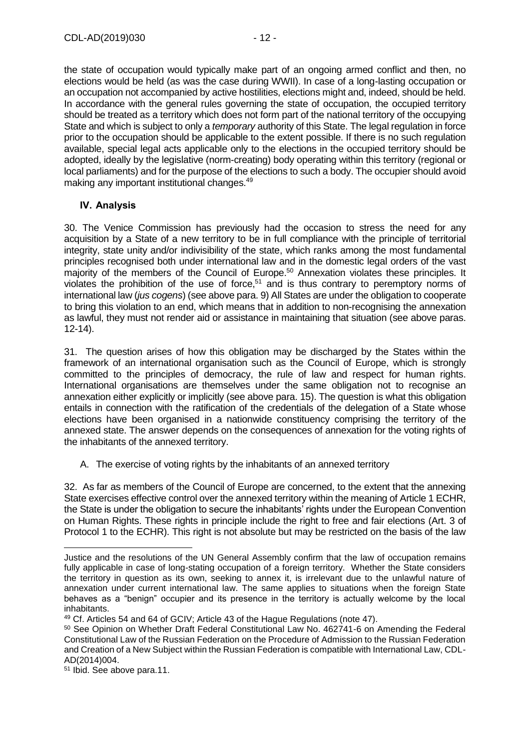the state of occupation would typically make part of an ongoing armed conflict and then, no elections would be held (as was the case during WWII). In case of a long-lasting occupation or an occupation not accompanied by active hostilities, elections might and, indeed, should be held. In accordance with the general rules governing the state of occupation, the occupied territory should be treated as a territory which does not form part of the national territory of the occupying State and which is subject to only a *temporary* authority of this State. The legal regulation in force prior to the occupation should be applicable to the extent possible. If there is no such regulation available, special legal acts applicable only to the elections in the occupied territory should be adopted, ideally by the legislative (norm-creating) body operating within this territory (regional or local parliaments) and for the purpose of the elections to such a body. The occupier should avoid making any important institutional changes.[49]

## IV. Analysis

30. The Venice Commission has previously had the occasion to stress the need for any acquisition by a State of a new territory to be in full compliance with the principle of territorial integrity, state unity and/or indivisibility of the state, which ranks among the most fundamental principles recognised both under international law and in the domestic legal orders of the vast majority of the members of the Council of Europe.[50] Annexation violates these principles. It violates the prohibition of the use of force,[51] and is thus contrary to peremptory norms of international law (*jus cogens*) (see above para. 9) All States are under the obligation to cooperate to bring this violation to an end, which means that in addition to non-recognising the annexation as lawful, they must not render aid or assistance in maintaining that situation (see above paras. 12-14).

31. The question arises of how this obligation may be discharged by the States within the framework of an international organisation such as the Council of Europe, which is strongly committed to the principles of democracy, the rule of law and respect for human rights. International organisations are themselves under the same obligation not to recognise an annexation either explicitly or implicitly (see above para. 15). The question is what this obligation entails in connection with the ratification of the credentials of the delegation of a State whose elections have been organised in a nationwide constituency comprising the territory of the annexed state. The answer depends on the consequences of annexation for the voting rights of the inhabitants of the annexed territory.

### A. The exercise of voting rights by the inhabitants of an annexed territory

32. As far as members of the Council of Europe are concerned, to the extent that the annexing State exercises effective control over the annexed territory within the meaning of Article 1 ECHR, the State is under the obligation to secure the inhabitants' rights under the European Convention on Human Rights. These rights in principle include the right to free and fair elections (Art. 3 of Protocol 1 to the ECHR). This right is not absolute but may be restricted on the basis of the law

---

Justice and the resolutions of the UN General Assembly confirm that the law of occupation remains fully applicable in case of long-stating occupation of a foreign territory. Whether the State considers the territory in question as its own, seeking to annex it, is irrelevant due to the unlawful nature of annexation under current international law. The same applies to situations when the foreign State behaves as a "benign" occupier and its presence in the territory is actually welcome by the local inhabitants.

[49] Cf. Articles 54 and 64 of GCIV; Article 43 of the Hague Regulations (note 47).

[50] See Opinion on Whether Draft Federal Constitutional Law No. 462741-6 on Amending the Federal Constitutional Law of the Russian Federation on the Procedure of Admission to the Russian Federation and Creation of a New Subject within the Russian Federation is compatible with International Law, CDL-AD(2014)004.

[51] Ibid. See above para.11.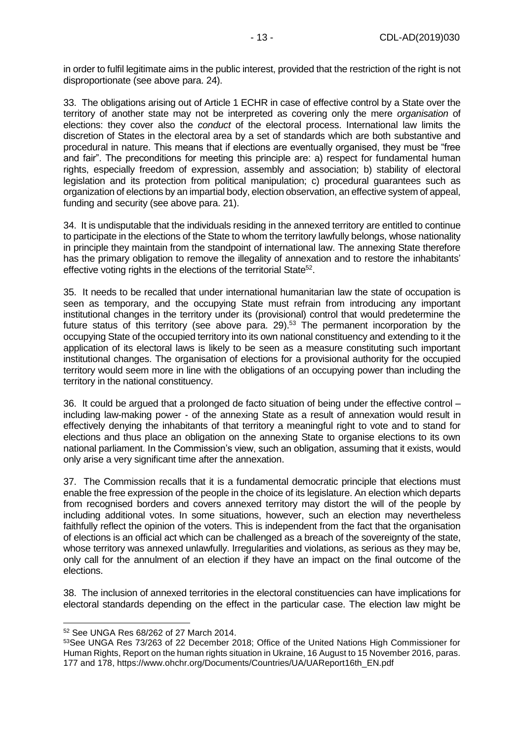in order to fulfil legitimate aims in the public interest, provided that the restriction of the right is not disproportionate (see above para. 24).

33. The obligations arising out of Article 1 ECHR in case of effective control by a State over the territory of another state may not be interpreted as covering only the mere *organisation* of elections: they cover also the *conduct* of the electoral process. International law limits the discretion of States in the electoral area by a set of standards which are both substantive and procedural in nature. This means that if elections are eventually organised, they must be "free and fair". The preconditions for meeting this principle are: a) respect for fundamental human rights, especially freedom of expression, assembly and association; b) stability of electoral legislation and its protection from political manipulation; c) procedural guarantees such as organization of elections by an impartial body, election observation, an effective system of appeal, funding and security (see above para. 21).

34. It is undisputable that the individuals residing in the annexed territory are entitled to continue to participate in the elections of the State to whom the territory lawfully belongs, whose nationality in principle they maintain from the standpoint of international law. The annexing State therefore has the primary obligation to remove the illegality of annexation and to restore the inhabitants' effective voting rights in the elections of the territorial State[52].

35. It needs to be recalled that under international humanitarian law the state of occupation is seen as temporary, and the occupying State must refrain from introducing any important institutional changes in the territory under its (provisional) control that would predetermine the future status of this territory (see above para. 29).[53] The permanent incorporation by the occupying State of the occupied territory into its own national constituency and extending to it the application of its electoral laws is likely to be seen as a measure constituting such important institutional changes. The organisation of elections for a provisional authority for the occupied territory would seem more in line with the obligations of an occupying power than including the territory in the national constituency.

36. It could be argued that a prolonged de facto situation of being under the effective control – including law-making power - of the annexing State as a result of annexation would result in effectively denying the inhabitants of that territory a meaningful right to vote and to stand for elections and thus place an obligation on the annexing State to organise elections to its own national parliament. In the Commission's view, such an obligation, assuming that it exists, would only arise a very significant time after the annexation.

37. The Commission recalls that it is a fundamental democratic principle that elections must enable the free expression of the people in the choice of its legislature. An election which departs from recognised borders and covers annexed territory may distort the will of the people by including additional votes. In some situations, however, such an election may nevertheless faithfully reflect the opinion of the voters. This is independent from the fact that the organisation of elections is an official act which can be challenged as a breach of the sovereignty of the state, whose territory was annexed unlawfully. Irregularities and violations, as serious as they may be, only call for the annulment of an election if they have an impact on the final outcome of the elections.

38. The inclusion of annexed territories in the electoral constituencies can have implications for electoral standards depending on the effect in the particular case. The election law might be

---

[52] See UNGA Res 68/262 of 27 March 2014.

[53] See UNGA Res 73/263 of 22 December 2018; Office of the United Nations High Commissioner for Human Rights, Report on the human rights situation in Ukraine, 16 August to 15 November 2016, paras. 177 and 178, https://www.ohchr.org/Documents/Countries/UA/UAReport16th_EN.pdf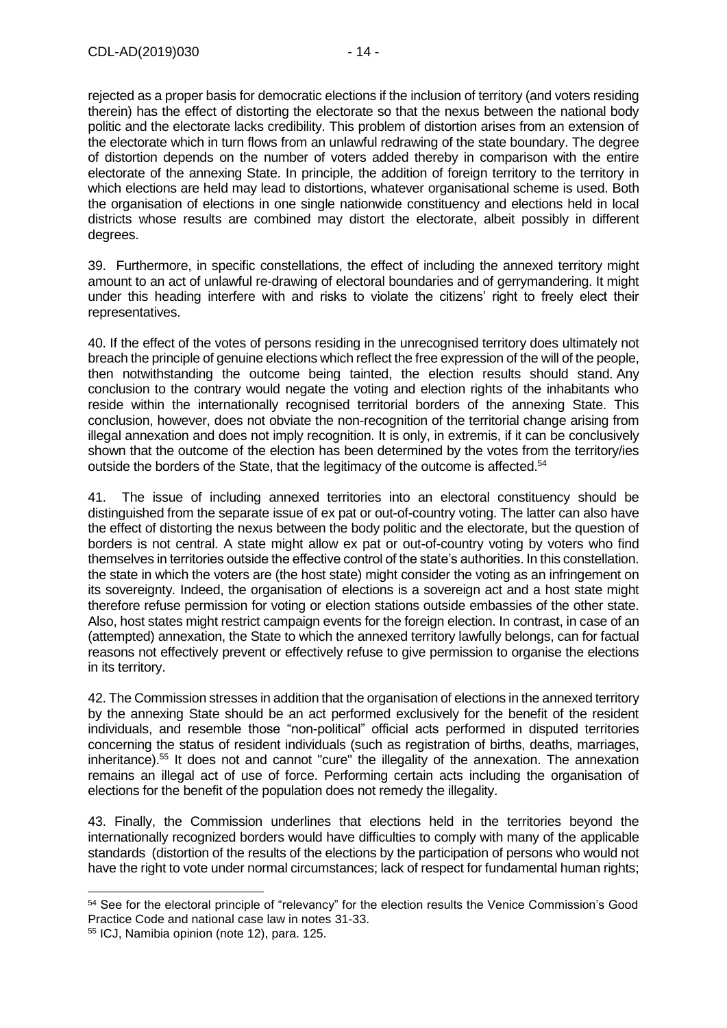rejected as a proper basis for democratic elections if the inclusion of territory (and voters residing therein) has the effect of distorting the electorate so that the nexus between the national body politic and the electorate lacks credibility. This problem of distortion arises from an extension of the electorate which in turn flows from an unlawful redrawing of the state boundary. The degree of distortion depends on the number of voters added thereby in comparison with the entire electorate of the annexing State. In principle, the addition of foreign territory to the territory in which elections are held may lead to distortions, whatever organisational scheme is used. Both the organisation of elections in one single nationwide constituency and elections held in local districts whose results are combined may distort the electorate, albeit possibly in different degrees.

39. Furthermore, in specific constellations, the effect of including the annexed territory might amount to an act of unlawful re-drawing of electoral boundaries and of gerrymandering. It might under this heading interfere with and risks to violate the citizens' right to freely elect their representatives.

40. If the effect of the votes of persons residing in the unrecognised territory does ultimately not breach the principle of genuine elections which reflect the free expression of the will of the people, then notwithstanding the outcome being tainted, the election results should stand. Any conclusion to the contrary would negate the voting and election rights of the inhabitants who reside within the internationally recognised territorial borders of the annexing State. This conclusion, however, does not obviate the non-recognition of the territorial change arising from illegal annexation and does not imply recognition. It is only, in extremis, if it can be conclusively shown that the outcome of the election has been determined by the votes from the territory/ies outside the borders of the State, that the legitimacy of the outcome is affected.[54]

41. The issue of including annexed territories into an electoral constituency should be distinguished from the separate issue of ex pat or out-of-country voting. The latter can also have the effect of distorting the nexus between the body politic and the electorate, but the question of borders is not central. A state might allow ex pat or out-of-country voting by voters who find themselves in territories outside the effective control of the state's authorities. In this constellation. the state in which the voters are (the host state) might consider the voting as an infringement on its sovereignty. Indeed, the organisation of elections is a sovereign act and a host state might therefore refuse permission for voting or election stations outside embassies of the other state. Also, host states might restrict campaign events for the foreign election. In contrast, in case of an (attempted) annexation, the State to which the annexed territory lawfully belongs, can for factual reasons not effectively prevent or effectively refuse to give permission to organise the elections in its territory.

42. The Commission stresses in addition that the organisation of elections in the annexed territory by the annexing State should be an act performed exclusively for the benefit of the resident individuals, and resemble those "non-political" official acts performed in disputed territories concerning the status of resident individuals (such as registration of births, deaths, marriages, inheritance).[55] It does not and cannot "cure" the illegality of the annexation. The annexation remains an illegal act of use of force. Performing certain acts including the organisation of elections for the benefit of the population does not remedy the illegality.

43. Finally, the Commission underlines that elections held in the territories beyond the internationally recognized borders would have difficulties to comply with many of the applicable standards (distortion of the results of the elections by the participation of persons who would not have the right to vote under normal circumstances; lack of respect for fundamental human rights;

---

[54] See for the electoral principle of "relevancy" for the election results the Venice Commission's Good Practice Code and national case law in notes 31-33.

[55] ICJ, Namibia opinion (note 12), para. 125.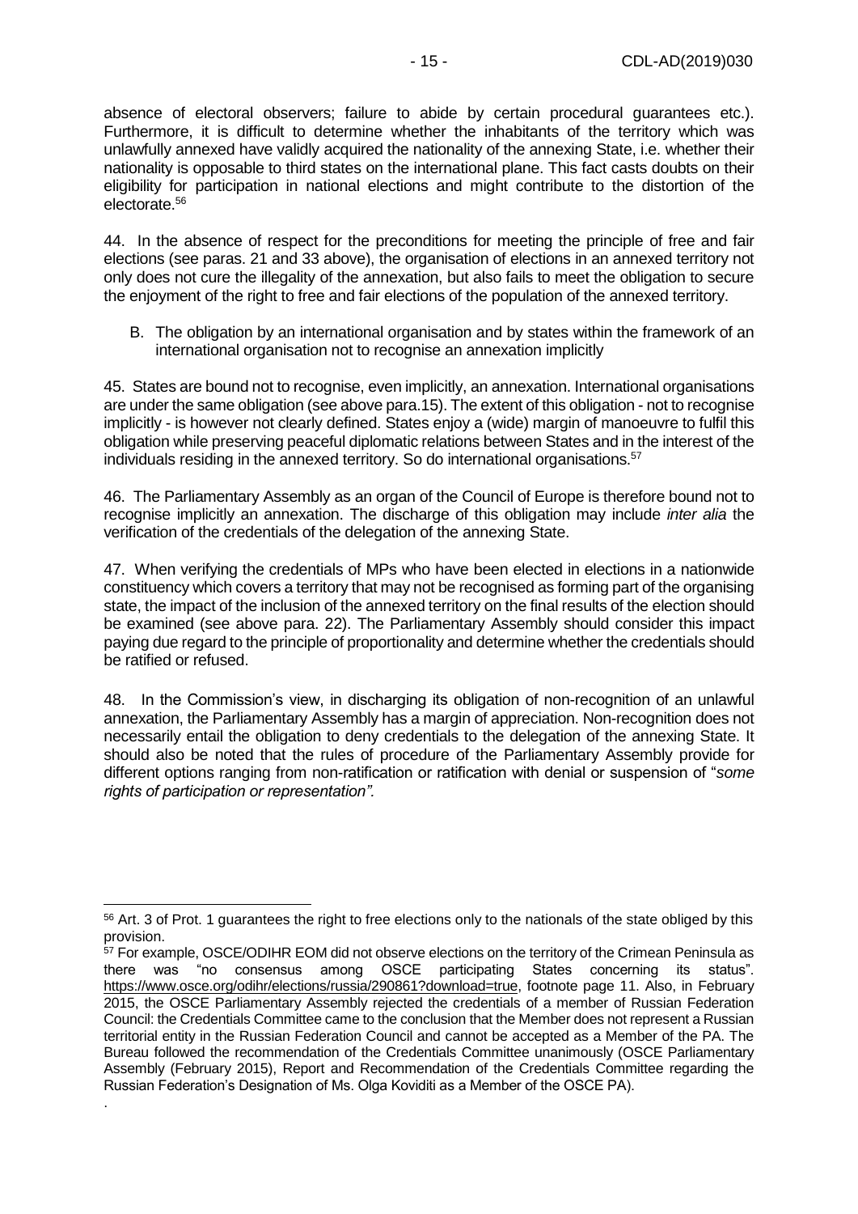absence of electoral observers; failure to abide by certain procedural guarantees etc.). Furthermore, it is difficult to determine whether the inhabitants of the territory which was unlawfully annexed have validly acquired the nationality of the annexing State, i.e. whether their nationality is opposable to third states on the international plane. This fact casts doubts on their eligibility for participation in national elections and might contribute to the distortion of the electorate.[56]

44. In the absence of respect for the preconditions for meeting the principle of free and fair elections (see paras. 21 and 33 above), the organisation of elections in an annexed territory not only does not cure the illegality of the annexation, but also fails to meet the obligation to secure the enjoyment of the right to free and fair elections of the population of the annexed territory.

B. The obligation by an international organisation and by states within the framework of an international organisation not to recognise an annexation implicitly

45. States are bound not to recognise, even implicitly, an annexation. International organisations are under the same obligation (see above para.15). The extent of this obligation - not to recognise implicitly - is however not clearly defined. States enjoy a (wide) margin of manoeuvre to fulfil this obligation while preserving peaceful diplomatic relations between States and in the interest of the individuals residing in the annexed territory. So do international organisations.[57]

46. The Parliamentary Assembly as an organ of the Council of Europe is therefore bound not to recognise implicitly an annexation. The discharge of this obligation may include *inter alia* the verification of the credentials of the delegation of the annexing State.

47. When verifying the credentials of MPs who have been elected in elections in a nationwide constituency which covers a territory that may not be recognised as forming part of the organising state, the impact of the inclusion of the annexed territory on the final results of the election should be examined (see above para. 22). The Parliamentary Assembly should consider this impact paying due regard to the principle of proportionality and determine whether the credentials should be ratified or refused.

48. In the Commission's view, in discharging its obligation of non-recognition of an unlawful annexation, the Parliamentary Assembly has a margin of appreciation. Non-recognition does not necessarily entail the obligation to deny credentials to the delegation of the annexing State. It should also be noted that the rules of procedure of the Parliamentary Assembly provide for different options ranging from non-ratification or ratification with denial or suspension of "*some rights of participation or representation".*

---

[56] Art. 3 of Prot. 1 guarantees the right to free elections only to the nationals of the state obliged by this provision.

[57] For example, OSCE/ODIHR EOM did not observe elections on the territory of the Crimean Peninsula as there was "no consensus among OSCE participating States concerning its status". https://www.osce.org/odihr/elections/russia/290861?download=true, footnote page 11. Also, in February 2015, the OSCE Parliamentary Assembly rejected the credentials of a member of Russian Federation Council: the Credentials Committee came to the conclusion that the Member does not represent a Russian territorial entity in the Russian Federation Council and cannot be accepted as a Member of the PA. The Bureau followed the recommendation of the Credentials Committee unanimously (OSCE Parliamentary Assembly (February 2015), Report and Recommendation of the Credentials Committee regarding the Russian Federation's Designation of Ms. Olga Koviditi as a Member of the OSCE PA).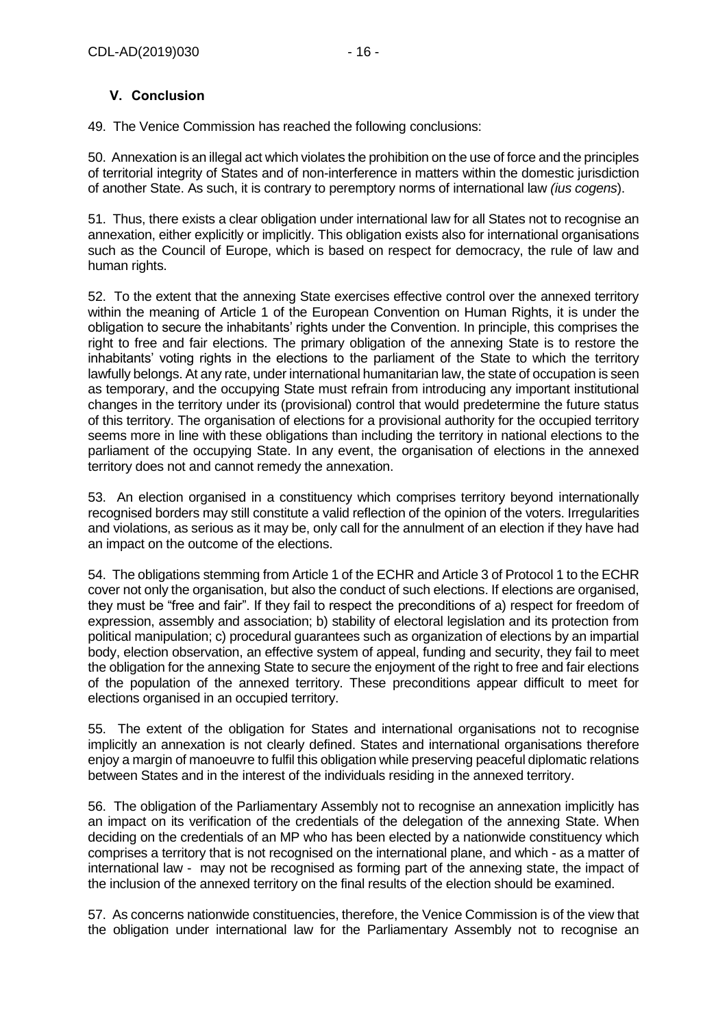## V. Conclusion

49. The Venice Commission has reached the following conclusions:

50. Annexation is an illegal act which violates the prohibition on the use of force and the principles of territorial integrity of States and of non-interference in matters within the domestic jurisdiction of another State. As such, it is contrary to peremptory norms of international law *(ius cogens)*.

51. Thus, there exists a clear obligation under international law for all States not to recognise an annexation, either explicitly or implicitly. This obligation exists also for international organisations such as the Council of Europe, which is based on respect for democracy, the rule of law and human rights.

52. To the extent that the annexing State exercises effective control over the annexed territory within the meaning of Article 1 of the European Convention on Human Rights, it is under the obligation to secure the inhabitants' rights under the Convention. In principle, this comprises the right to free and fair elections. The primary obligation of the annexing State is to restore the inhabitants' voting rights in the elections to the parliament of the State to which the territory lawfully belongs. At any rate, under international humanitarian law, the state of occupation is seen as temporary, and the occupying State must refrain from introducing any important institutional changes in the territory under its (provisional) control that would predetermine the future status of this territory. The organisation of elections for a provisional authority for the occupied territory seems more in line with these obligations than including the territory in national elections to the parliament of the occupying State. In any event, the organisation of elections in the annexed territory does not and cannot remedy the annexation.

53. An election organised in a constituency which comprises territory beyond internationally recognised borders may still constitute a valid reflection of the opinion of the voters. Irregularities and violations, as serious as it may be, only call for the annulment of an election if they have had an impact on the outcome of the elections.

54. The obligations stemming from Article 1 of the ECHR and Article 3 of Protocol 1 to the ECHR cover not only the organisation, but also the conduct of such elections. If elections are organised, they must be "free and fair". If they fail to respect the preconditions of a) respect for freedom of expression, assembly and association; b) stability of electoral legislation and its protection from political manipulation; c) procedural guarantees such as organization of elections by an impartial body, election observation, an effective system of appeal, funding and security, they fail to meet the obligation for the annexing State to secure the enjoyment of the right to free and fair elections of the population of the annexed territory. These preconditions appear difficult to meet for elections organised in an occupied territory.

55. The extent of the obligation for States and international organisations not to recognise implicitly an annexation is not clearly defined. States and international organisations therefore enjoy a margin of manoeuvre to fulfil this obligation while preserving peaceful diplomatic relations between States and in the interest of the individuals residing in the annexed territory.

56. The obligation of the Parliamentary Assembly not to recognise an annexation implicitly has an impact on its verification of the credentials of the delegation of the annexing State. When deciding on the credentials of an MP who has been elected by a nationwide constituency which comprises a territory that is not recognised on the international plane, and which - as a matter of international law - may not be recognised as forming part of the annexing state, the impact of the inclusion of the annexed territory on the final results of the election should be examined.

57. As concerns nationwide constituencies, therefore, the Venice Commission is of the view that the obligation under international law for the Parliamentary Assembly not to recognise an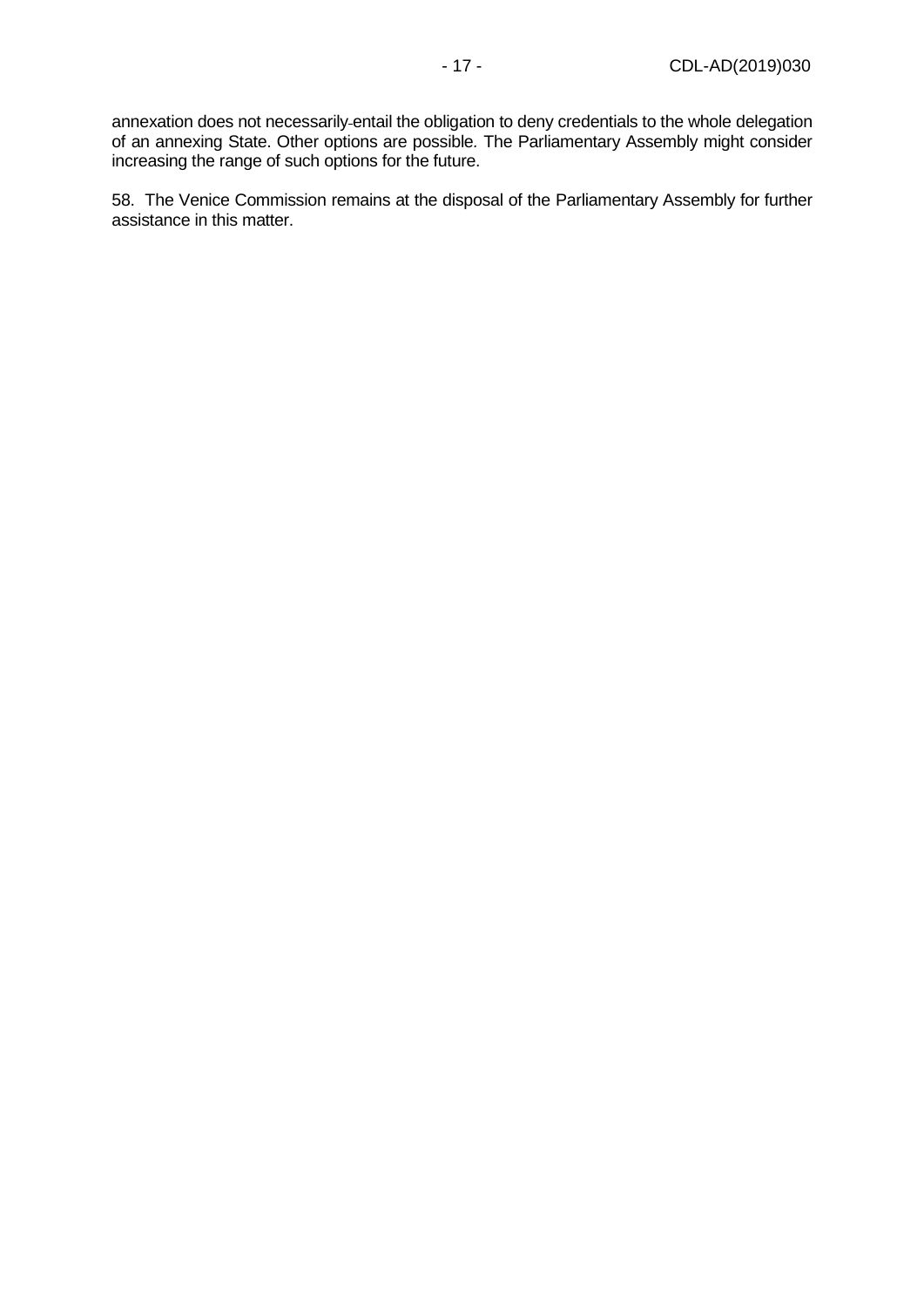annexation does not necessarily entail the obligation to deny credentials to the whole delegation of an annexing State. Other options are possible. The Parliamentary Assembly might consider increasing the range of such options for the future.

58. The Venice Commission remains at the disposal of the Parliamentary Assembly for further assistance in this matter.